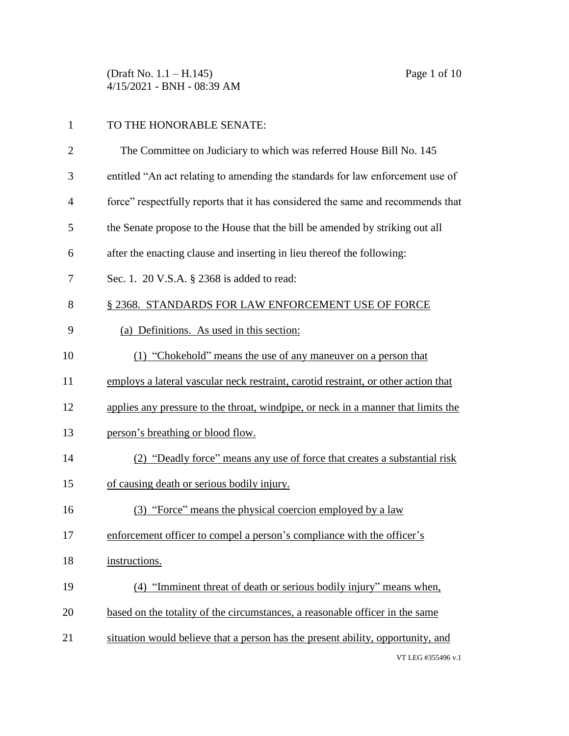TO THE HONORABLE SENATE:

The Committee on Judiciary to which was referred House Bill No. 145 entitled "An act relating to amending the standards for law enforcement use of force" respectfully reports that it has considered the same and recommends that the Senate propose to the House that the bill be amended by striking out all after the enacting clause and inserting in lieu thereof the following:

Sec. 1. 20 V.S.A. § 2368 is added to read:

§ 2368. STANDARDS FOR LAW ENFORCEMENT USE OF FORCE

(a) Definitions. As used in this section:

(1) "Chokehold" means the use of any maneuver on a person that employs a lateral vascular neck restraint, carotid restraint, or other action that applies any pressure to the throat, windpipe, or neck in a manner that limits the person's breathing or blood flow.

(2) "Deadly force" means any use of force that creates a substantial risk of causing death or serious bodily injury.

(3) "Force" means the physical coercion employed by a law enforcement officer to compel a person's compliance with the officer's instructions.

(4) "Imminent threat of death or serious bodily injury" means when, based on the totality of the circumstances, a reasonable officer in the same situation would believe that a person has the present ability, opportunity, and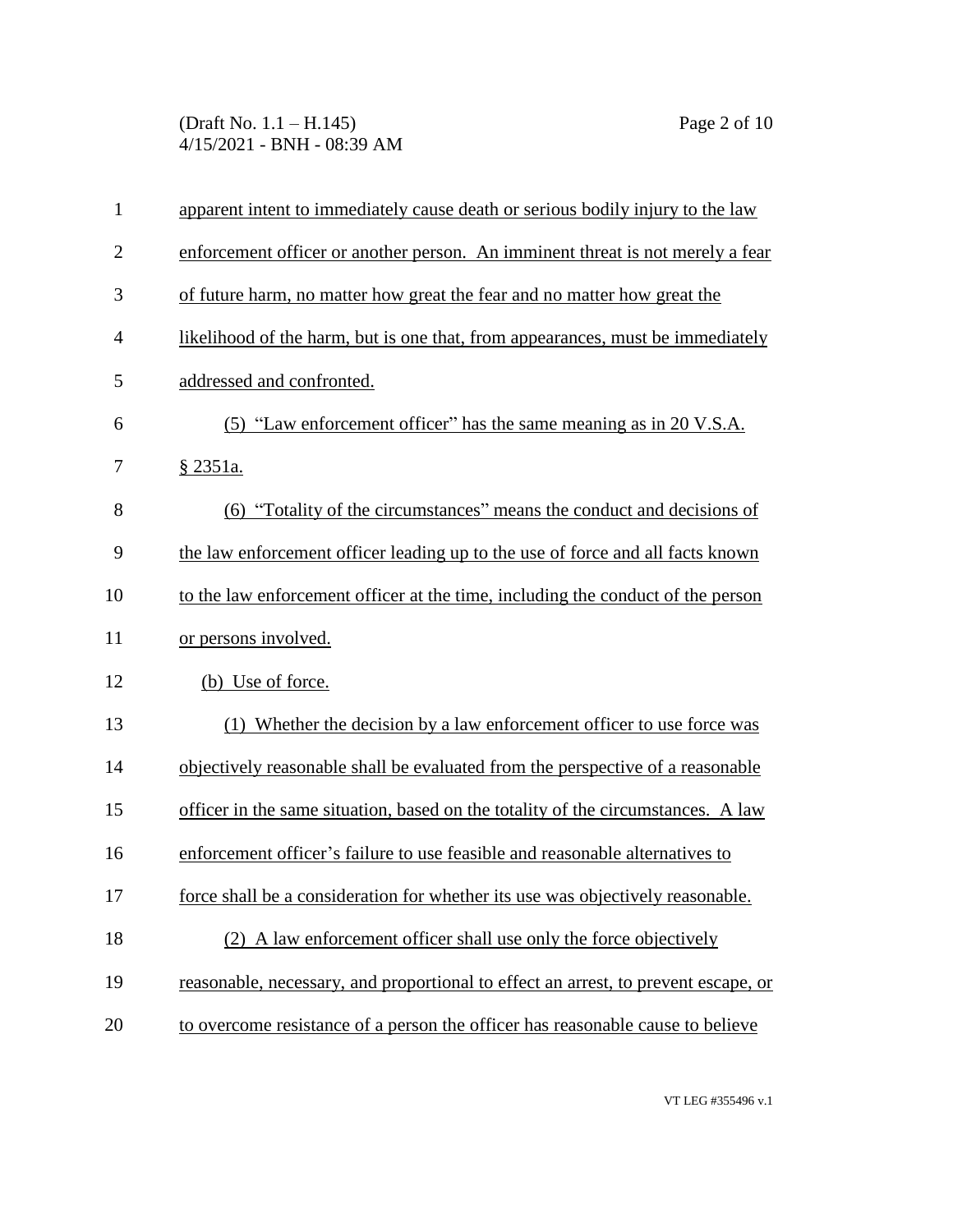apparent intent to immediately cause death or serious bodily injury to the law enforcement officer or another person. An imminent threat is not merely a fear of future harm, no matter how great the fear and no matter how great the likelihood of the harm, but is one that, from appearances, must be immediately addressed and confronted.

(5) "Law enforcement officer" has the same meaning as in 20 V.S.A. § 2351a.

(6) "Totality of the circumstances" means the conduct and decisions of the law enforcement officer leading up to the use of force and all facts known to the law enforcement officer at the time, including the conduct of the person or persons involved.

(b) Use of force.

(1) Whether the decision by a law enforcement officer to use force was objectively reasonable shall be evaluated from the perspective of a reasonable officer in the same situation, based on the totality of the circumstances. A law enforcement officer's failure to use feasible and reasonable alternatives to force shall be a consideration for whether its use was objectively reasonable.

(2) A law enforcement officer shall use only the force objectively reasonable, necessary, and proportional to effect an arrest, to prevent escape, or to overcome resistance of a person the officer has reasonable cause to believe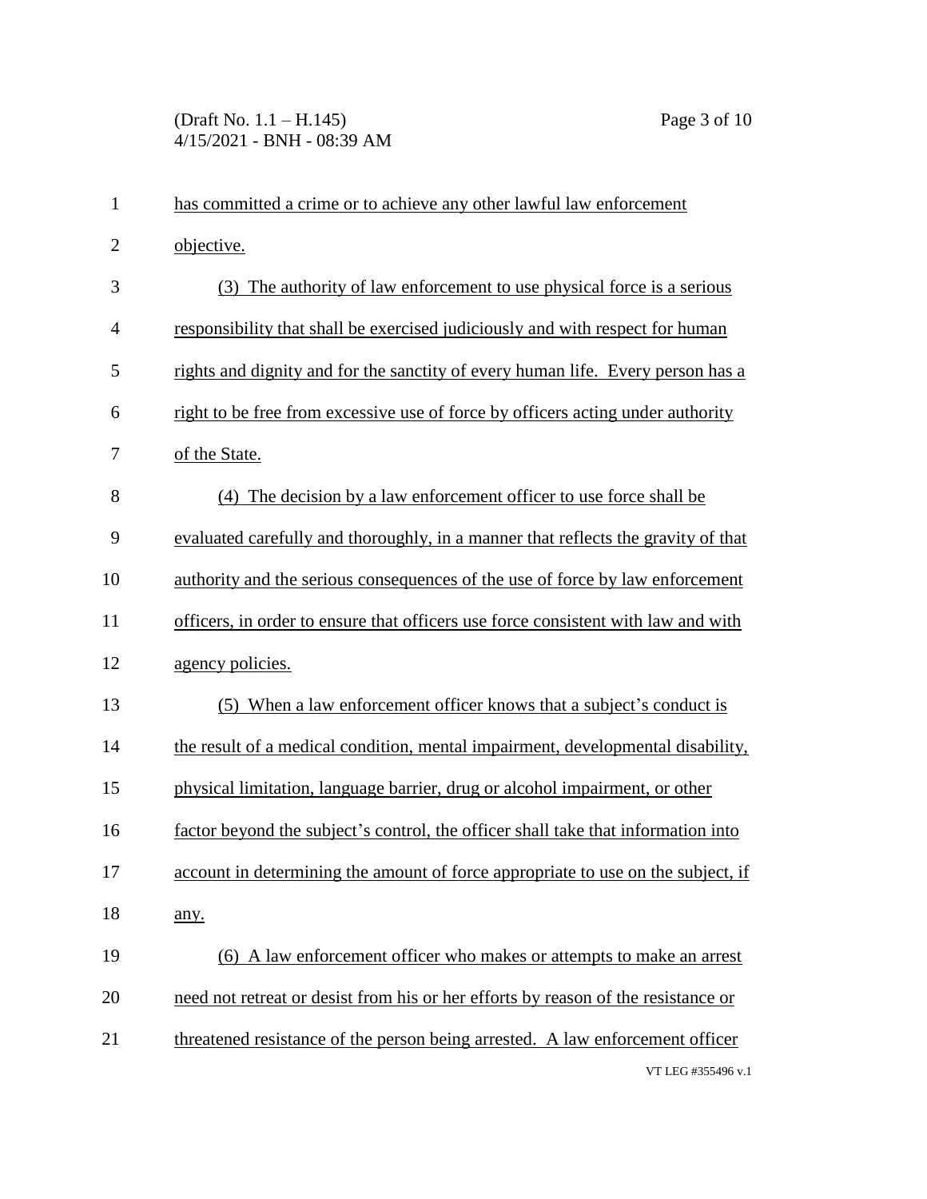has committed a crime or to achieve any other lawful law enforcement objective.

(3) The authority of law enforcement to use physical force is a serious responsibility that shall be exercised judiciously and with respect for human rights and dignity and for the sanctity of every human life. Every person has a right to be free from excessive use of force by officers acting under authority of the State.

(4) The decision by a law enforcement officer to use force shall be evaluated carefully and thoroughly, in a manner that reflects the gravity of that authority and the serious consequences of the use of force by law enforcement officers, in order to ensure that officers use force consistent with law and with agency policies.

(5) When a law enforcement officer knows that a subject's conduct is the result of a medical condition, mental impairment, developmental disability, physical limitation, language barrier, drug or alcohol impairment, or other factor beyond the subject's control, the officer shall take that information into account in determining the amount of force appropriate to use on the subject, if any.

(6) A law enforcement officer who makes or attempts to make an arrest need not retreat or desist from his or her efforts by reason of the resistance or threatened resistance of the person being arrested. A law enforcement officer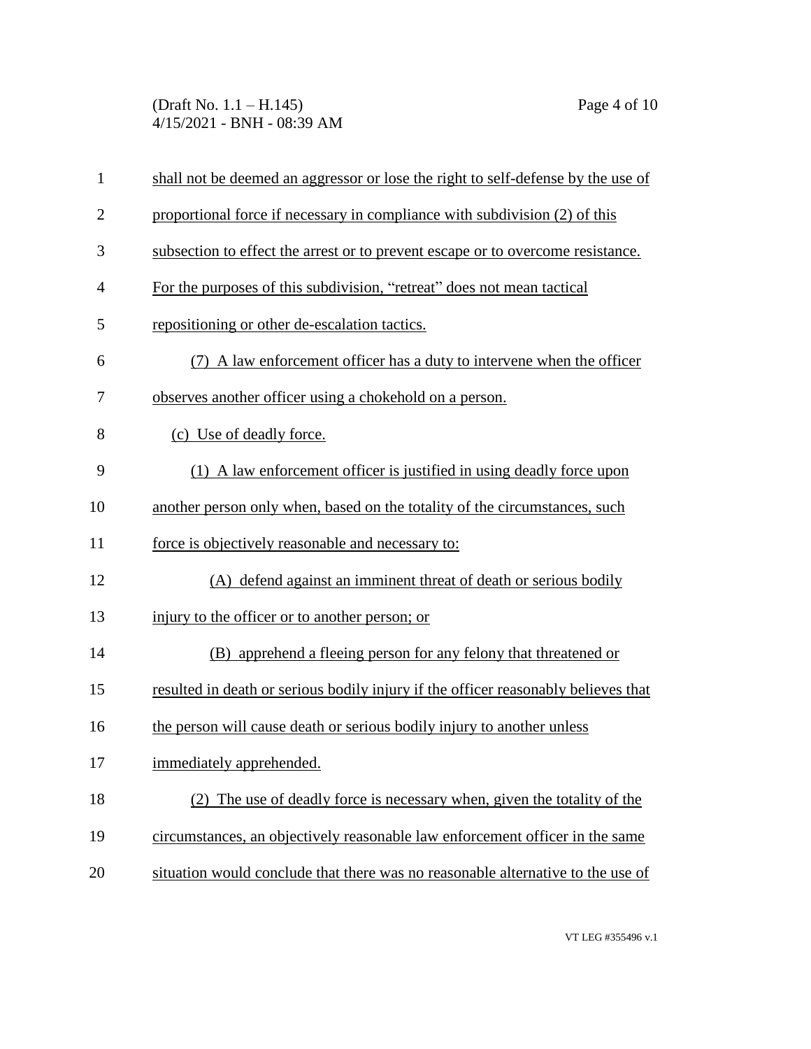shall not be deemed an aggressor or lose the right to self-defense by the use of proportional force if necessary in compliance with subdivision (2) of this subsection to effect the arrest or to prevent escape or to overcome resistance. For the purposes of this subdivision, "retreat" does not mean tactical repositioning or other de-escalation tactics.

(7) A law enforcement officer has a duty to intervene when the officer observes another officer using a chokehold on a person.

(c) Use of deadly force.

(1) A law enforcement officer is justified in using deadly force upon another person only when, based on the totality of the circumstances, such force is objectively reasonable and necessary to:

(A) defend against an imminent threat of death or serious bodily injury to the officer or to another person; or

(B) apprehend a fleeing person for any felony that threatened or resulted in death or serious bodily injury if the officer reasonably believes that the person will cause death or serious bodily injury to another unless immediately apprehended.

(2) The use of deadly force is necessary when, given the totality of the circumstances, an objectively reasonable law enforcement officer in the same situation would conclude that there was no reasonable alternative to the use of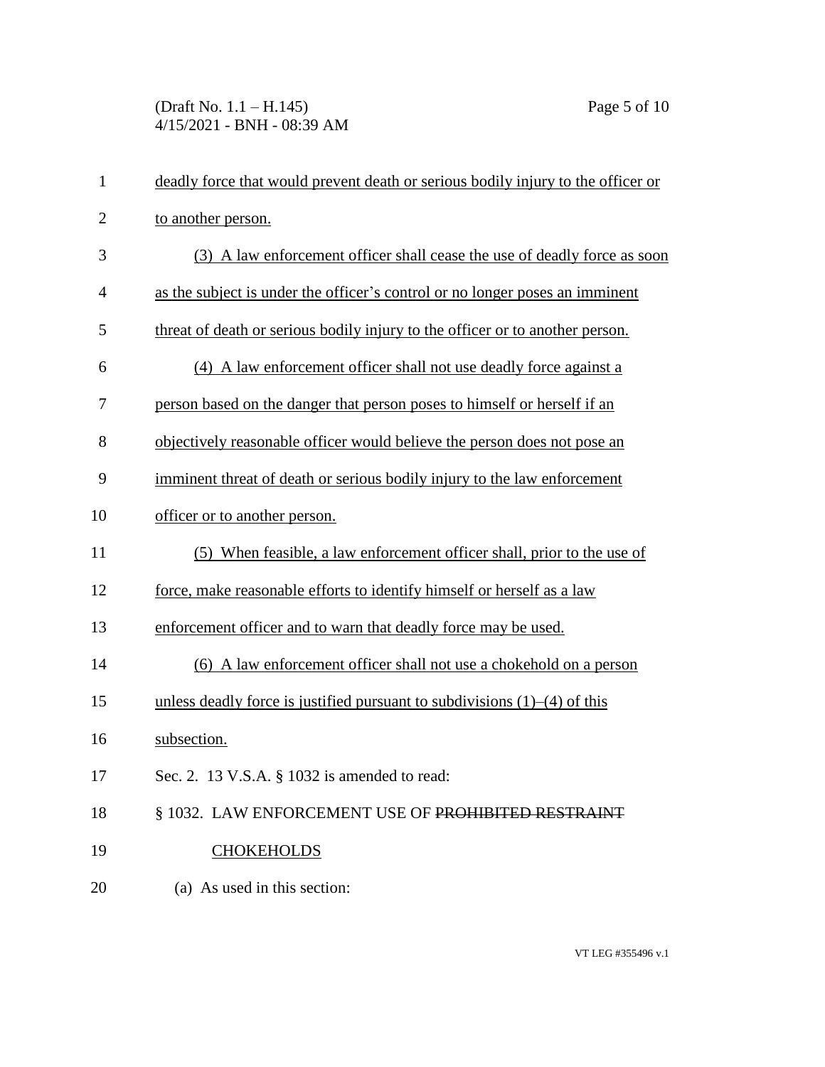deadly force that would prevent death or serious bodily injury to the officer or to another person.

(3) A law enforcement officer shall cease the use of deadly force as soon as the subject is under the officer's control or no longer poses an imminent threat of death or serious bodily injury to the officer or to another person.

(4) A law enforcement officer shall not use deadly force against a person based on the danger that person poses to himself or herself if an objectively reasonable officer would believe the person does not pose an imminent threat of death or serious bodily injury to the law enforcement officer or to another person.

(5) When feasible, a law enforcement officer shall, prior to the use of force, make reasonable efforts to identify himself or herself as a law enforcement officer and to warn that deadly force may be used.

(6) A law enforcement officer shall not use a chokehold on a person unless deadly force is justified pursuant to subdivisions (1)–(4) of this subsection.

Sec. 2. 13 V.S.A. § 1032 is amended to read:

§ 1032. LAW ENFORCEMENT USE OF ~~PROHIBITED RESTRAINT~~ CHOKEHOLDS

(a) As used in this section: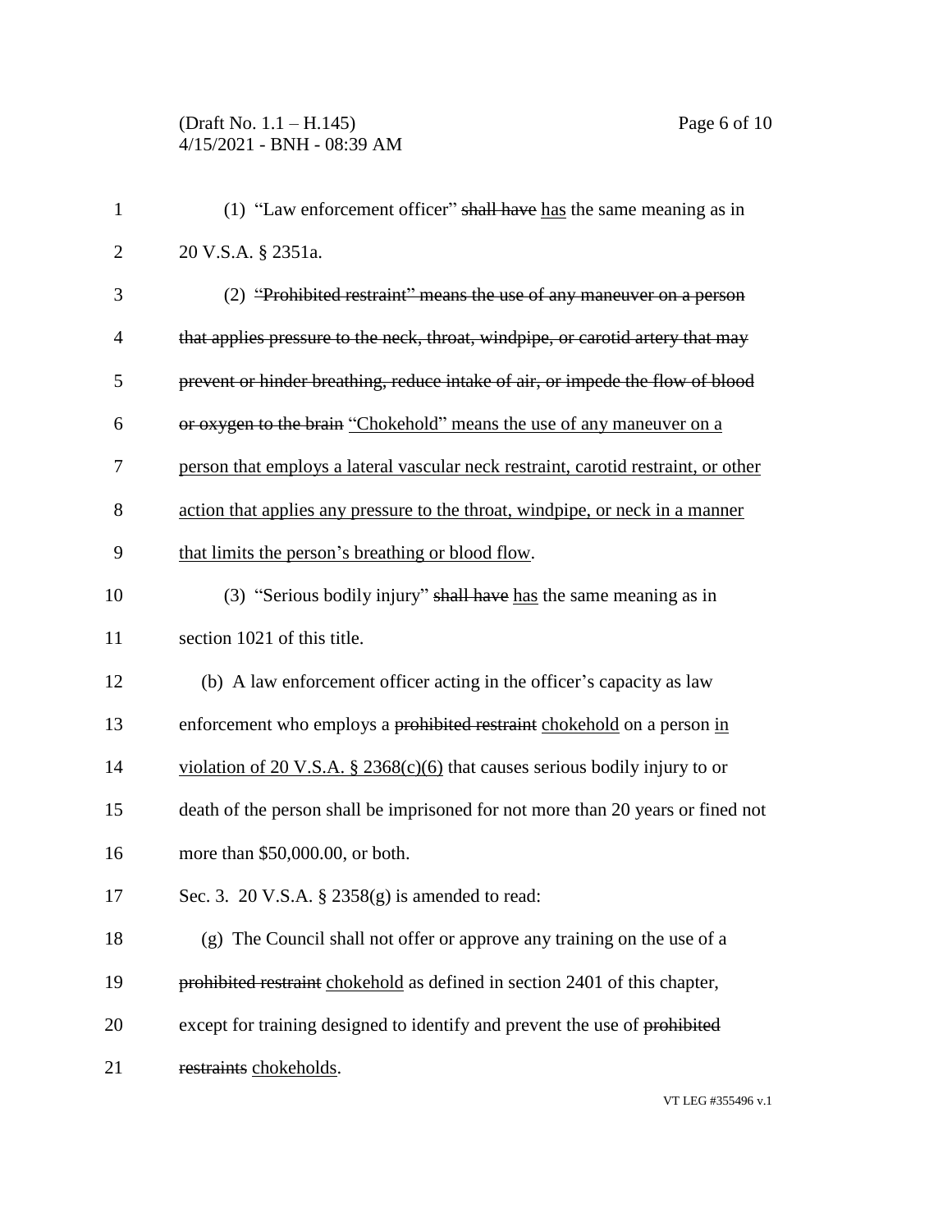(1) "Law enforcement officer" ~~shall have~~ has the same meaning as in 20 V.S.A. § 2351a.

(2) ~~"Prohibited restraint" means the use of any maneuver on a person that applies pressure to the neck, throat, windpipe, or carotid artery that may prevent or hinder breathing, reduce intake of air, or impede the flow of blood or oxygen to the brain~~ "Chokehold" means the use of any maneuver on a person that employs a lateral vascular neck restraint, carotid restraint, or other action that applies any pressure to the throat, windpipe, or neck in a manner that limits the person's breathing or blood flow.

(3) "Serious bodily injury" ~~shall have~~ has the same meaning as in section 1021 of this title.

(b) A law enforcement officer acting in the officer's capacity as law enforcement who employs a ~~prohibited restraint~~ chokehold on a person in violation of 20 V.S.A. § 2368(c)(6) that causes serious bodily injury to or death of the person shall be imprisoned for not more than 20 years or fined not more than $50,000.00, or both.

Sec. 3. 20 V.S.A. § 2358(g) is amended to read:

(g) The Council shall not offer or approve any training on the use of a ~~prohibited restraint~~ chokehold as defined in section 2401 of this chapter, except for training designed to identify and prevent the use of ~~prohibited restraints~~ chokeholds.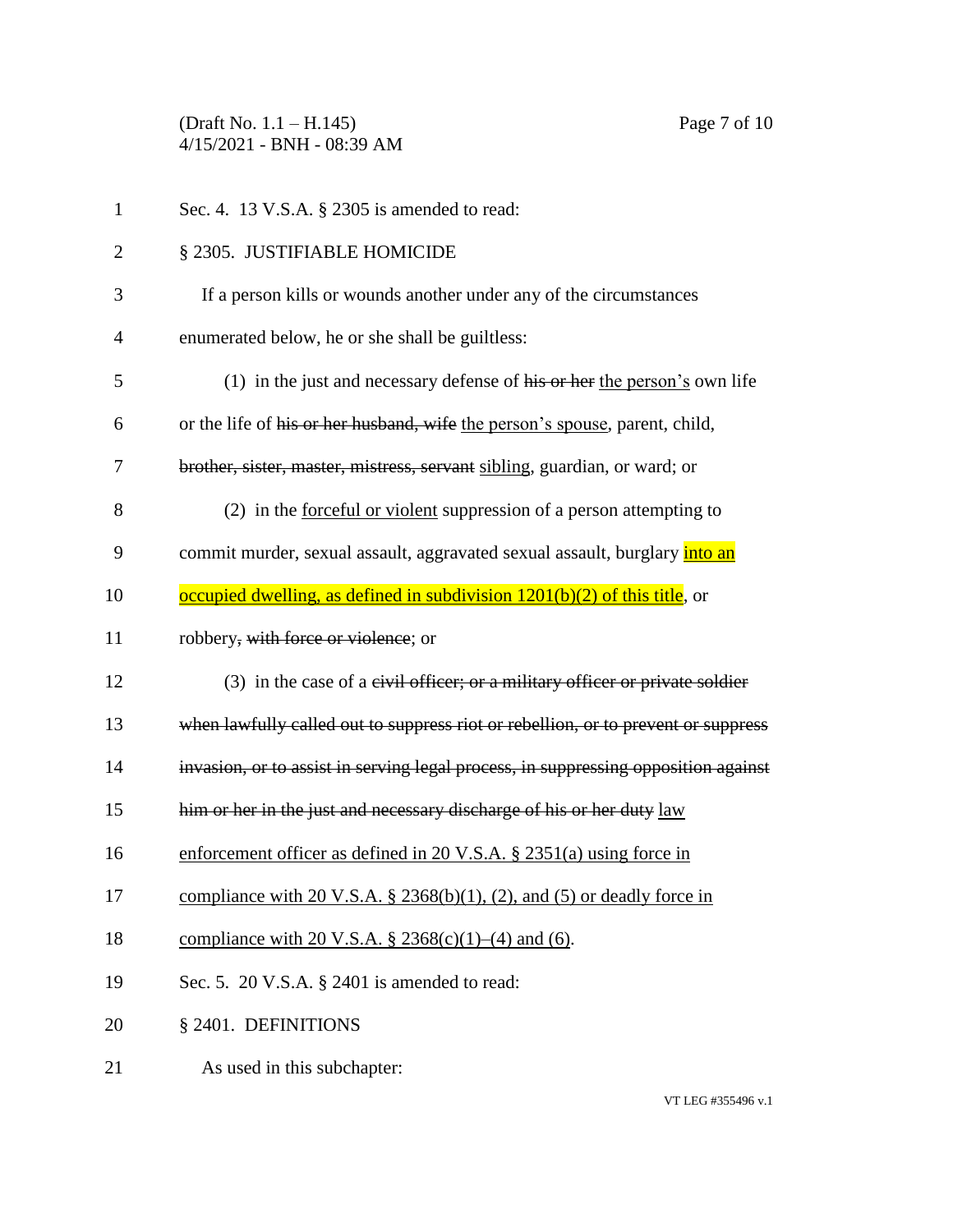Sec. 4. 13 V.S.A. § 2305 is amended to read:

§ 2305. JUSTIFIABLE HOMICIDE

If a person kills or wounds another under any of the circumstances enumerated below, he or she shall be guiltless:

(1) in the just and necessary defense of ~~his or her~~ <u>the person's</u> own life or the life of ~~his or her husband, wife~~ <u>the person's spouse</u>, parent, child, ~~brother, sister, master, mistress, servant~~ <u>sibling</u>, guardian, or ward; or

(2) in the <u>forceful or violent</u> suppression of a person attempting to commit murder, sexual assault, aggravated sexual assault, burglary <u>into an occupied dwelling, as defined in subdivision 1201(b)(2) of this title</u>, or robbery~~, with force or violence~~; or

(3) in the case of a ~~civil officer; or a military officer or private soldier when lawfully called out to suppress riot or rebellion, or to prevent or suppress invasion, or to assist in serving legal process, in suppressing opposition against him or her in the just and necessary discharge of his or her duty~~ <u>law enforcement officer as defined in 20 V.S.A. § 2351(a) using force in compliance with 20 V.S.A. § 2368(b)(1), (2), and (5) or deadly force in compliance with 20 V.S.A. § 2368(c)(1)–(4) and (6)</u>.

Sec. 5. 20 V.S.A. § 2401 is amended to read:

§ 2401. DEFINITIONS

As used in this subchapter: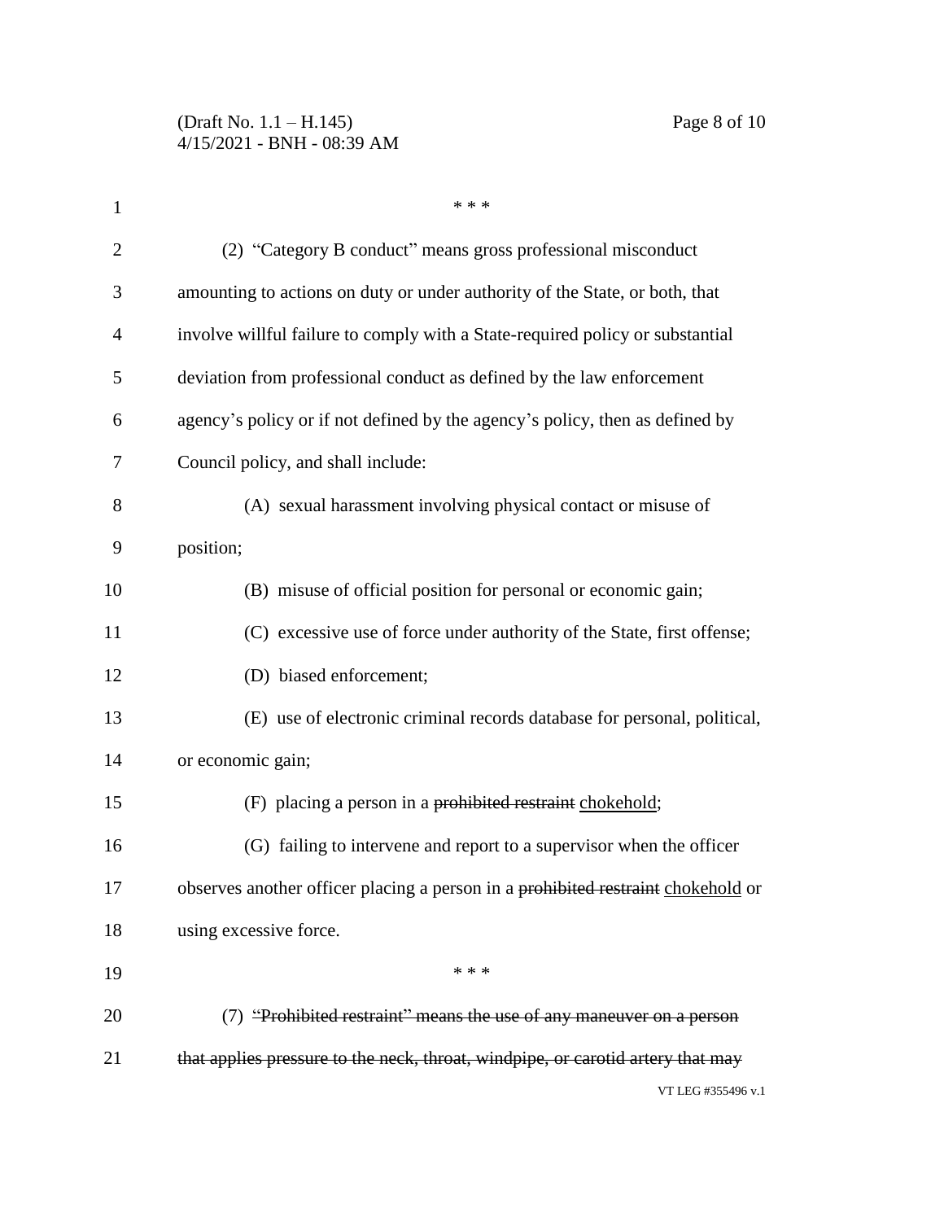\* \* \*

(2) "Category B conduct" means gross professional misconduct amounting to actions on duty or under authority of the State, or both, that involve willful failure to comply with a State-required policy or substantial deviation from professional conduct as defined by the law enforcement agency's policy or if not defined by the agency's policy, then as defined by Council policy, and shall include:

(A) sexual harassment involving physical contact or misuse of position;

(B) misuse of official position for personal or economic gain;

(C) excessive use of force under authority of the State, first offense;

(D) biased enforcement;

(E) use of electronic criminal records database for personal, political, or economic gain;

(F) placing a person in a ~~prohibited restraint~~ <u>chokehold</u>;

(G) failing to intervene and report to a supervisor when the officer observes another officer placing a person in a ~~prohibited restraint~~ <u>chokehold</u> or using excessive force.

\* \* \*

(7) ~~"Prohibited restraint" means the use of any maneuver on a person that applies pressure to the neck, throat, windpipe, or carotid artery that may~~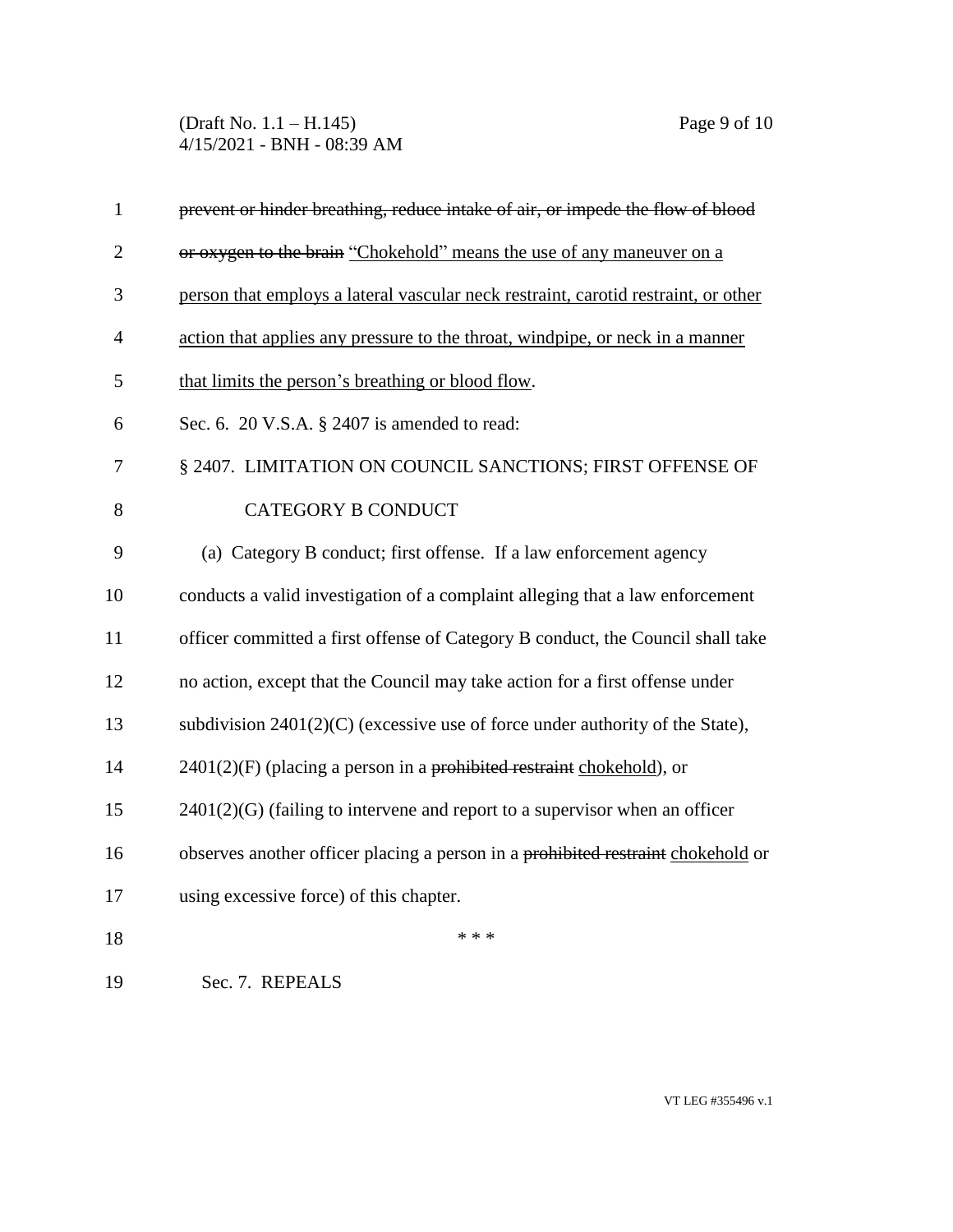~~prevent or hinder breathing, reduce intake of air, or impede the flow of blood or oxygen to the brain~~ "Chokehold" means the use of any maneuver on a person that employs a lateral vascular neck restraint, carotid restraint, or other action that applies any pressure to the throat, windpipe, or neck in a manner that limits the person's breathing or blood flow.

Sec. 6. 20 V.S.A. § 2407 is amended to read:

§ 2407. LIMITATION ON COUNCIL SANCTIONS; FIRST OFFENSE OF CATEGORY B CONDUCT

(a) Category B conduct; first offense. If a law enforcement agency conducts a valid investigation of a complaint alleging that a law enforcement officer committed a first offense of Category B conduct, the Council shall take no action, except that the Council may take action for a first offense under subdivision 2401(2)(C) (excessive use of force under authority of the State), 2401(2)(F) (placing a person in a ~~prohibited restraint~~ chokehold), or 2401(2)(G) (failing to intervene and report to a supervisor when an officer observes another officer placing a person in a ~~prohibited restraint~~ chokehold or using excessive force) of this chapter.

\* \* \*

Sec. 7. REPEALS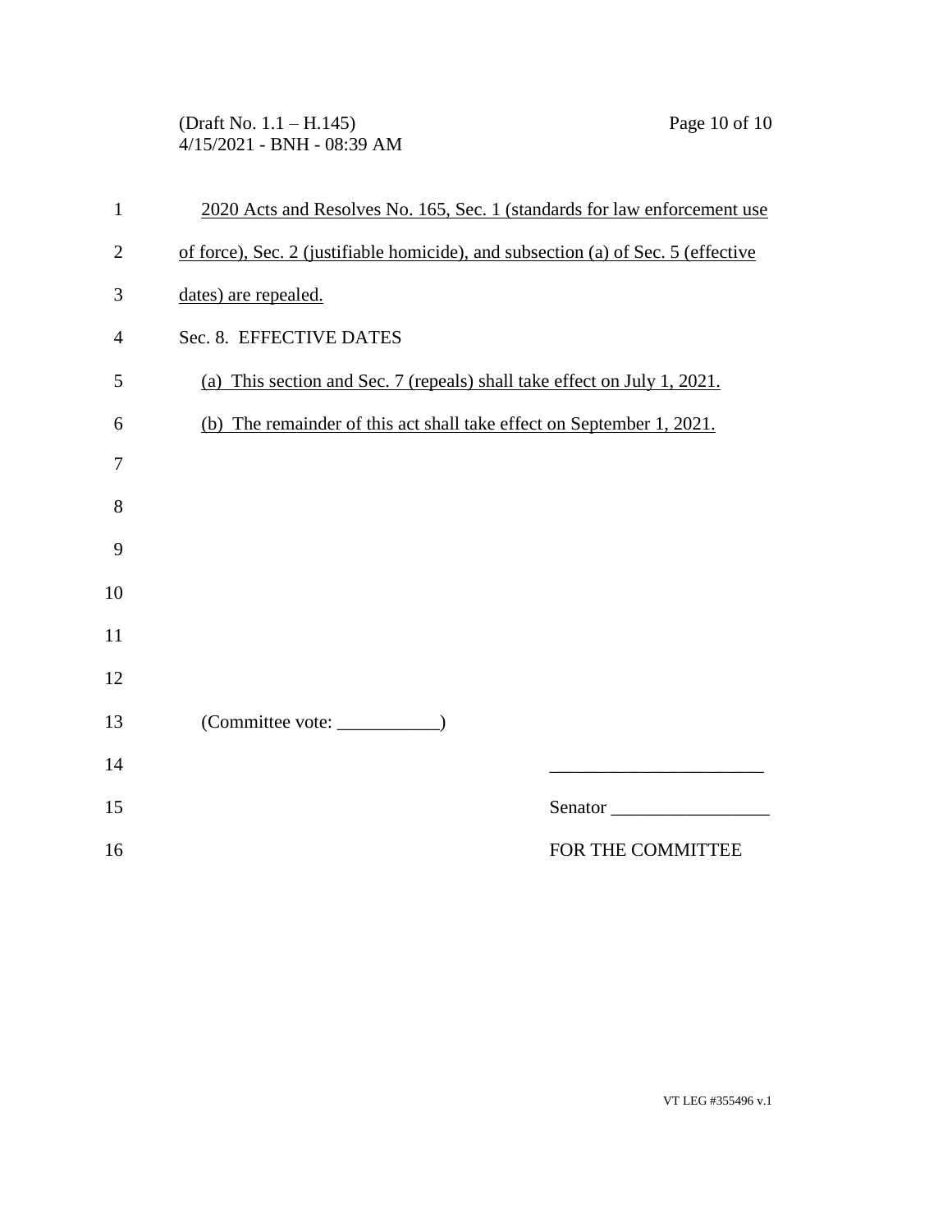2020 Acts and Resolves No. 165, Sec. 1 (standards for law enforcement use of force), Sec. 2 (justifiable homicide), and subsection (a) of Sec. 5 (effective dates) are repealed.

Sec. 8. EFFECTIVE DATES

(a) This section and Sec. 7 (repeals) shall take effect on July 1, 2021.

(b) The remainder of this act shall take effect on September 1, 2021.

(Committee vote: ___________)

_______________________

Senator _________________

FOR THE COMMITTEE